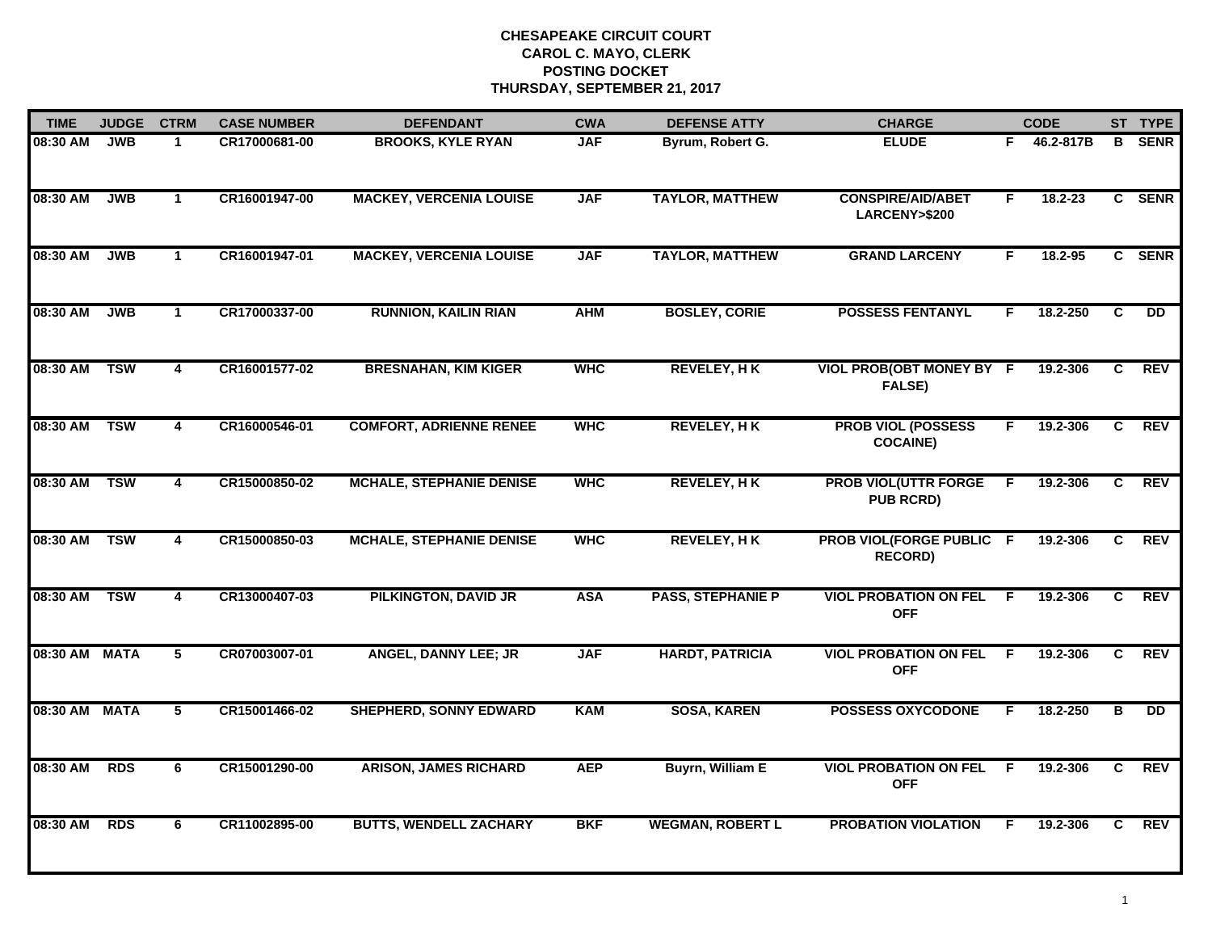**CHESAPEAKE CIRCUIT COURT**
**CAROL C. MAYO, CLERK**
**POSTING DOCKET**
**THURSDAY, SEPTEMBER 21, 2017**

| TIME | JUDGE | CTRM | CASE NUMBER | DEFENDANT | CWA | DEFENSE ATTY | CHARGE | | CODE | ST | TYPE |
|---|---|---|---|---|---|---|---|---|---|---|---|
| 08:30 AM | JWB | 1 | CR17000681-00 | BROOKS, KYLE RYAN | JAF | Byrum, Robert G. | ELUDE | F | 46.2-817B | B | SENR |
| 08:30 AM | JWB | 1 | CR16001947-00 | MACKEY, VERCENIA LOUISE | JAF | TAYLOR, MATTHEW | CONSPIRE/AID/ABET LARCENY>$200 | F | 18.2-23 | C | SENR |
| 08:30 AM | JWB | 1 | CR16001947-01 | MACKEY, VERCENIA LOUISE | JAF | TAYLOR, MATTHEW | GRAND LARCENY | F | 18.2-95 | C | SENR |
| 08:30 AM | JWB | 1 | CR17000337-00 | RUNNION, KAILIN RIAN | AHM | BOSLEY, CORIE | POSSESS FENTANYL | F | 18.2-250 | C | DD |
| 08:30 AM | TSW | 4 | CR16001577-02 | BRESNAHAN, KIM KIGER | WHC | REVELEY, H K | VIOL PROB(OBT MONEY BY FALSE) | F | 19.2-306 | C | REV |
| 08:30 AM | TSW | 4 | CR16000546-01 | COMFORT, ADRIENNE RENEE | WHC | REVELEY, H K | PROB VIOL (POSSESS COCAINE) | F | 19.2-306 | C | REV |
| 08:30 AM | TSW | 4 | CR15000850-02 | MCHALE, STEPHANIE DENISE | WHC | REVELEY, H K | PROB VIOL(UTTR FORGE PUB RCRD) | F | 19.2-306 | C | REV |
| 08:30 AM | TSW | 4 | CR15000850-03 | MCHALE, STEPHANIE DENISE | WHC | REVELEY, H K | PROB VIOL(FORGE PUBLIC RECORD) | F | 19.2-306 | C | REV |
| 08:30 AM | TSW | 4 | CR13000407-03 | PILKINGTON, DAVID JR | ASA | PASS, STEPHANIE P | VIOL PROBATION ON FEL OFF | F | 19.2-306 | C | REV |
| 08:30 AM | MATA | 5 | CR07003007-01 | ANGEL, DANNY LEE; JR | JAF | HARDT, PATRICIA | VIOL PROBATION ON FEL OFF | F | 19.2-306 | C | REV |
| 08:30 AM | MATA | 5 | CR15001466-02 | SHEPHERD, SONNY EDWARD | KAM | SOSA, KAREN | POSSESS OXYCODONE | F | 18.2-250 | B | DD |
| 08:30 AM | RDS | 6 | CR15001290-00 | ARISON, JAMES RICHARD | AEP | Buyrn, William E | VIOL PROBATION ON FEL OFF | F | 19.2-306 | C | REV |
| 08:30 AM | RDS | 6 | CR11002895-00 | BUTTS, WENDELL ZACHARY | BKF | WEGMAN, ROBERT L | PROBATION VIOLATION | F | 19.2-306 | C | REV |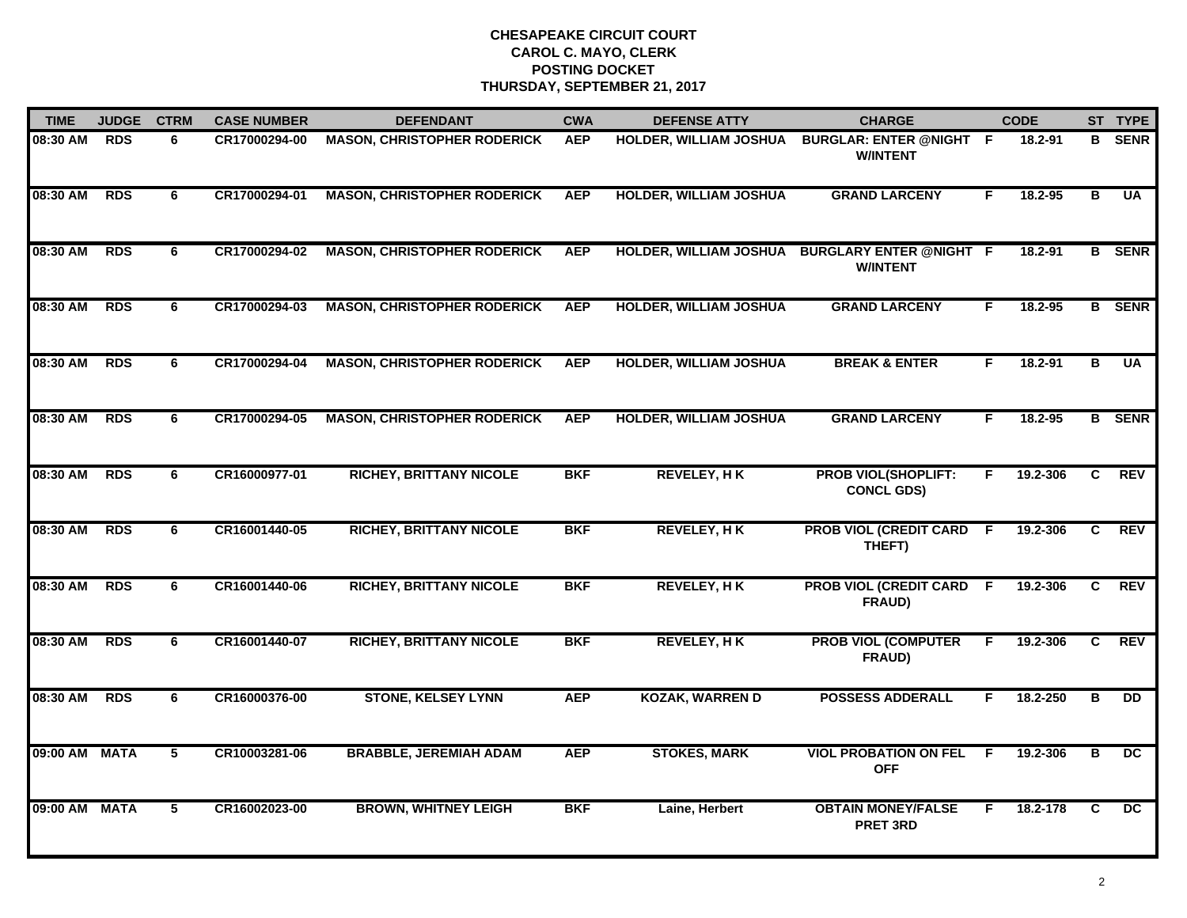**CHESAPEAKE CIRCUIT COURT**
**CAROL C. MAYO, CLERK**
**POSTING DOCKET**
**THURSDAY, SEPTEMBER 21, 2017**

| TIME | JUDGE | CTRM | CASE NUMBER | DEFENDANT | CWA | DEFENSE ATTY | CHARGE | | CODE | ST | TYPE |
|---|---|---|---|---|---|---|---|---|---|---|---|
| 08:30 AM | RDS | 6 | CR17000294-00 | MASON, CHRISTOPHER RODERICK | AEP | HOLDER, WILLIAM JOSHUA | BURGLAR: ENTER @NIGHT W/INTENT | F | 18.2-91 | B | SENR |
| 08:30 AM | RDS | 6 | CR17000294-01 | MASON, CHRISTOPHER RODERICK | AEP | HOLDER, WILLIAM JOSHUA | GRAND LARCENY | F | 18.2-95 | B | UA |
| 08:30 AM | RDS | 6 | CR17000294-02 | MASON, CHRISTOPHER RODERICK | AEP | HOLDER, WILLIAM JOSHUA | BURGLARY ENTER @NIGHT W/INTENT | F | 18.2-91 | B | SENR |
| 08:30 AM | RDS | 6 | CR17000294-03 | MASON, CHRISTOPHER RODERICK | AEP | HOLDER, WILLIAM JOSHUA | GRAND LARCENY | F | 18.2-95 | B | SENR |
| 08:30 AM | RDS | 6 | CR17000294-04 | MASON, CHRISTOPHER RODERICK | AEP | HOLDER, WILLIAM JOSHUA | BREAK & ENTER | F | 18.2-91 | B | UA |
| 08:30 AM | RDS | 6 | CR17000294-05 | MASON, CHRISTOPHER RODERICK | AEP | HOLDER, WILLIAM JOSHUA | GRAND LARCENY | F | 18.2-95 | B | SENR |
| 08:30 AM | RDS | 6 | CR16000977-01 | RICHEY, BRITTANY NICOLE | BKF | REVELEY, H K | PROB VIOL(SHOPLIFT: CONCL GDS) | F | 19.2-306 | C | REV |
| 08:30 AM | RDS | 6 | CR16001440-05 | RICHEY, BRITTANY NICOLE | BKF | REVELEY, H K | PROB VIOL (CREDIT CARD THEFT) | F | 19.2-306 | C | REV |
| 08:30 AM | RDS | 6 | CR16001440-06 | RICHEY, BRITTANY NICOLE | BKF | REVELEY, H K | PROB VIOL (CREDIT CARD FRAUD) | F | 19.2-306 | C | REV |
| 08:30 AM | RDS | 6 | CR16001440-07 | RICHEY, BRITTANY NICOLE | BKF | REVELEY, H K | PROB VIOL (COMPUTER FRAUD) | F | 19.2-306 | C | REV |
| 08:30 AM | RDS | 6 | CR16000376-00 | STONE, KELSEY LYNN | AEP | KOZAK, WARREN D | POSSESS ADDERALL | F | 18.2-250 | B | DD |
| 09:00 AM | MATA | 5 | CR10003281-06 | BRABBLE, JEREMIAH ADAM | AEP | STOKES, MARK | VIOL PROBATION ON FEL OFF | F | 19.2-306 | B | DC |
| 09:00 AM | MATA | 5 | CR16002023-00 | BROWN, WHITNEY LEIGH | BKF | Laine, Herbert | OBTAIN MONEY/FALSE PRET 3RD | F | 18.2-178 | C | DC |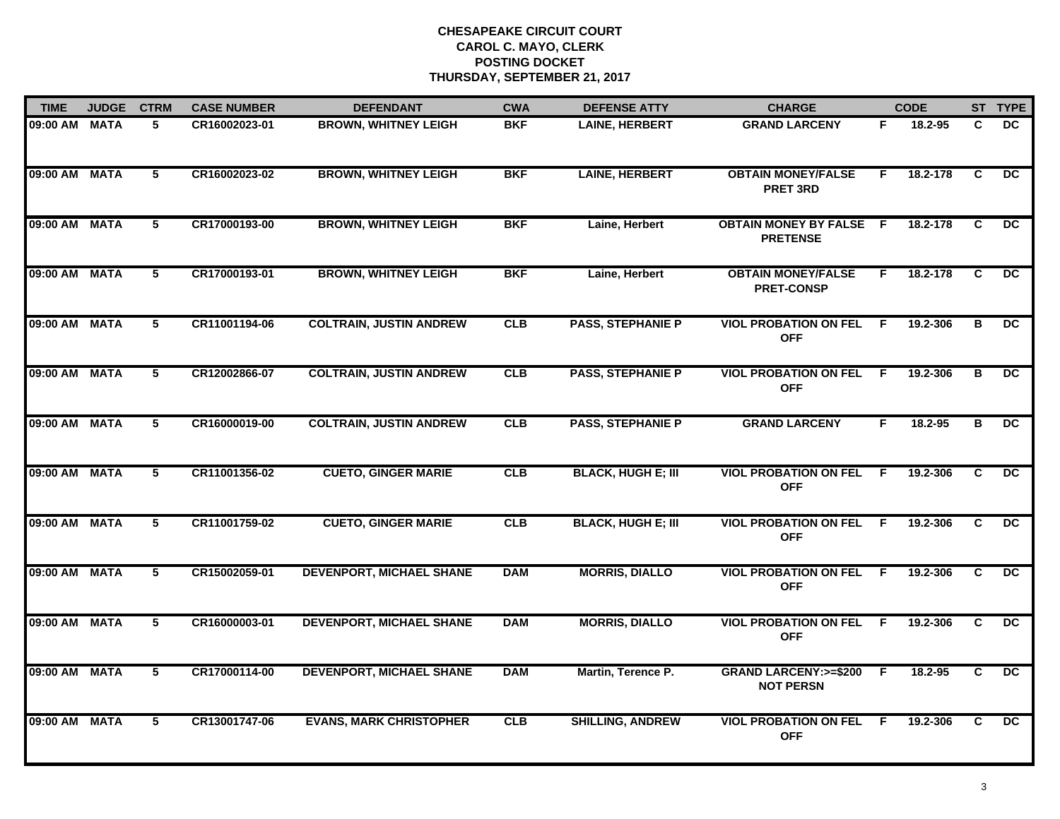# CHESAPEAKE CIRCUIT COURT
## CAROL C. MAYO, CLERK
## POSTING DOCKET
## THURSDAY, SEPTEMBER 21, 2017

| TIME | JUDGE | CTRM | CASE NUMBER | DEFENDANT | CWA | DEFENSE ATTY | CHARGE | | CODE | ST | TYPE |
|---|---|---|---|---|---|---|---|---|---|---|---|
| 09:00 AM | MATA | 5 | CR16002023-01 | BROWN, WHITNEY LEIGH | BKF | LAINE, HERBERT | GRAND LARCENY | F | 18.2-95 | C | DC |
| 09:00 AM | MATA | 5 | CR16002023-02 | BROWN, WHITNEY LEIGH | BKF | LAINE, HERBERT | OBTAIN MONEY/FALSE PRET 3RD | F | 18.2-178 | C | DC |
| 09:00 AM | MATA | 5 | CR17000193-00 | BROWN, WHITNEY LEIGH | BKF | Laine, Herbert | OBTAIN MONEY BY FALSE PRETENSE | F | 18.2-178 | C | DC |
| 09:00 AM | MATA | 5 | CR17000193-01 | BROWN, WHITNEY LEIGH | BKF | Laine, Herbert | OBTAIN MONEY/FALSE PRET-CONSP | F | 18.2-178 | C | DC |
| 09:00 AM | MATA | 5 | CR11001194-06 | COLTRAIN, JUSTIN ANDREW | CLB | PASS, STEPHANIE P | VIOL PROBATION ON FEL OFF | F | 19.2-306 | B | DC |
| 09:00 AM | MATA | 5 | CR12002866-07 | COLTRAIN, JUSTIN ANDREW | CLB | PASS, STEPHANIE P | VIOL PROBATION ON FEL OFF | F | 19.2-306 | B | DC |
| 09:00 AM | MATA | 5 | CR16000019-00 | COLTRAIN, JUSTIN ANDREW | CLB | PASS, STEPHANIE P | GRAND LARCENY | F | 18.2-95 | B | DC |
| 09:00 AM | MATA | 5 | CR11001356-02 | CUETO, GINGER MARIE | CLB | BLACK, HUGH E; III | VIOL PROBATION ON FEL OFF | F | 19.2-306 | C | DC |
| 09:00 AM | MATA | 5 | CR11001759-02 | CUETO, GINGER MARIE | CLB | BLACK, HUGH E; III | VIOL PROBATION ON FEL OFF | F | 19.2-306 | C | DC |
| 09:00 AM | MATA | 5 | CR15002059-01 | DEVENPORT, MICHAEL SHANE | DAM | MORRIS, DIALLO | VIOL PROBATION ON FEL OFF | F | 19.2-306 | C | DC |
| 09:00 AM | MATA | 5 | CR16000003-01 | DEVENPORT, MICHAEL SHANE | DAM | MORRIS, DIALLO | VIOL PROBATION ON FEL OFF | F | 19.2-306 | C | DC |
| 09:00 AM | MATA | 5 | CR17000114-00 | DEVENPORT, MICHAEL SHANE | DAM | Martin, Terence P. | GRAND LARCENY:>=$200 NOT PERSN | F | 18.2-95 | C | DC |
| 09:00 AM | MATA | 5 | CR13001747-06 | EVANS, MARK CHRISTOPHER | CLB | SHILLING, ANDREW | VIOL PROBATION ON FEL OFF | F | 19.2-306 | C | DC |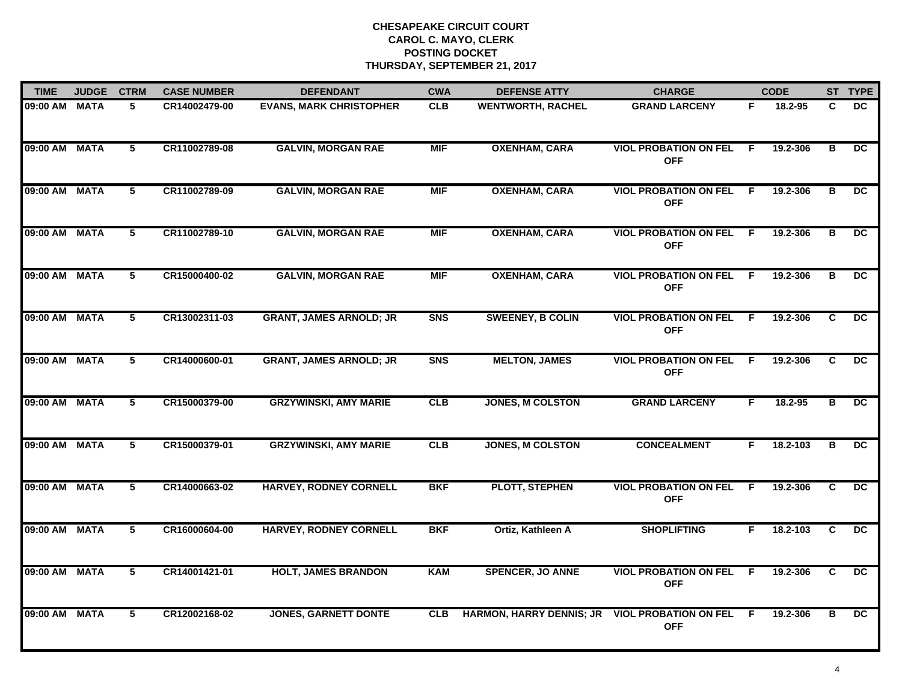**CHESAPEAKE CIRCUIT COURT**
**CAROL C. MAYO, CLERK**
**POSTING DOCKET**
**THURSDAY, SEPTEMBER 21, 2017**

| TIME | JUDGE | CTRM | CASE NUMBER | DEFENDANT | CWA | DEFENSE ATTY | CHARGE | | CODE | ST | TYPE |
|---|---|---|---|---|---|---|---|---|---|---|---|
| 09:00 AM | MATA | 5 | CR14002479-00 | EVANS, MARK CHRISTOPHER | CLB | WENTWORTH, RACHEL | GRAND LARCENY | F | 18.2-95 | C | DC |
| 09:00 AM | MATA | 5 | CR11002789-08 | GALVIN, MORGAN RAE | MIF | OXENHAM, CARA | VIOL PROBATION ON FEL OFF | F | 19.2-306 | B | DC |
| 09:00 AM | MATA | 5 | CR11002789-09 | GALVIN, MORGAN RAE | MIF | OXENHAM, CARA | VIOL PROBATION ON FEL OFF | F | 19.2-306 | B | DC |
| 09:00 AM | MATA | 5 | CR11002789-10 | GALVIN, MORGAN RAE | MIF | OXENHAM, CARA | VIOL PROBATION ON FEL OFF | F | 19.2-306 | B | DC |
| 09:00 AM | MATA | 5 | CR15000400-02 | GALVIN, MORGAN RAE | MIF | OXENHAM, CARA | VIOL PROBATION ON FEL OFF | F | 19.2-306 | B | DC |
| 09:00 AM | MATA | 5 | CR13002311-03 | GRANT, JAMES ARNOLD; JR | SNS | SWEENEY, B COLIN | VIOL PROBATION ON FEL OFF | F | 19.2-306 | C | DC |
| 09:00 AM | MATA | 5 | CR14000600-01 | GRANT, JAMES ARNOLD; JR | SNS | MELTON, JAMES | VIOL PROBATION ON FEL OFF | F | 19.2-306 | C | DC |
| 09:00 AM | MATA | 5 | CR15000379-00 | GRZYWINSKI, AMY MARIE | CLB | JONES, M COLSTON | GRAND LARCENY | F | 18.2-95 | B | DC |
| 09:00 AM | MATA | 5 | CR15000379-01 | GRZYWINSKI, AMY MARIE | CLB | JONES, M COLSTON | CONCEALMENT | F | 18.2-103 | B | DC |
| 09:00 AM | MATA | 5 | CR14000663-02 | HARVEY, RODNEY CORNELL | BKF | PLOTT, STEPHEN | VIOL PROBATION ON FEL OFF | F | 19.2-306 | C | DC |
| 09:00 AM | MATA | 5 | CR16000604-00 | HARVEY, RODNEY CORNELL | BKF | Ortiz, Kathleen A | SHOPLIFTING | F | 18.2-103 | C | DC |
| 09:00 AM | MATA | 5 | CR14001421-01 | HOLT, JAMES BRANDON | KAM | SPENCER, JO ANNE | VIOL PROBATION ON FEL OFF | F | 19.2-306 | C | DC |
| 09:00 AM | MATA | 5 | CR12002168-02 | JONES, GARNETT DONTE | CLB | HARMON, HARRY DENNIS; JR | VIOL PROBATION ON FEL OFF | F | 19.2-306 | B | DC |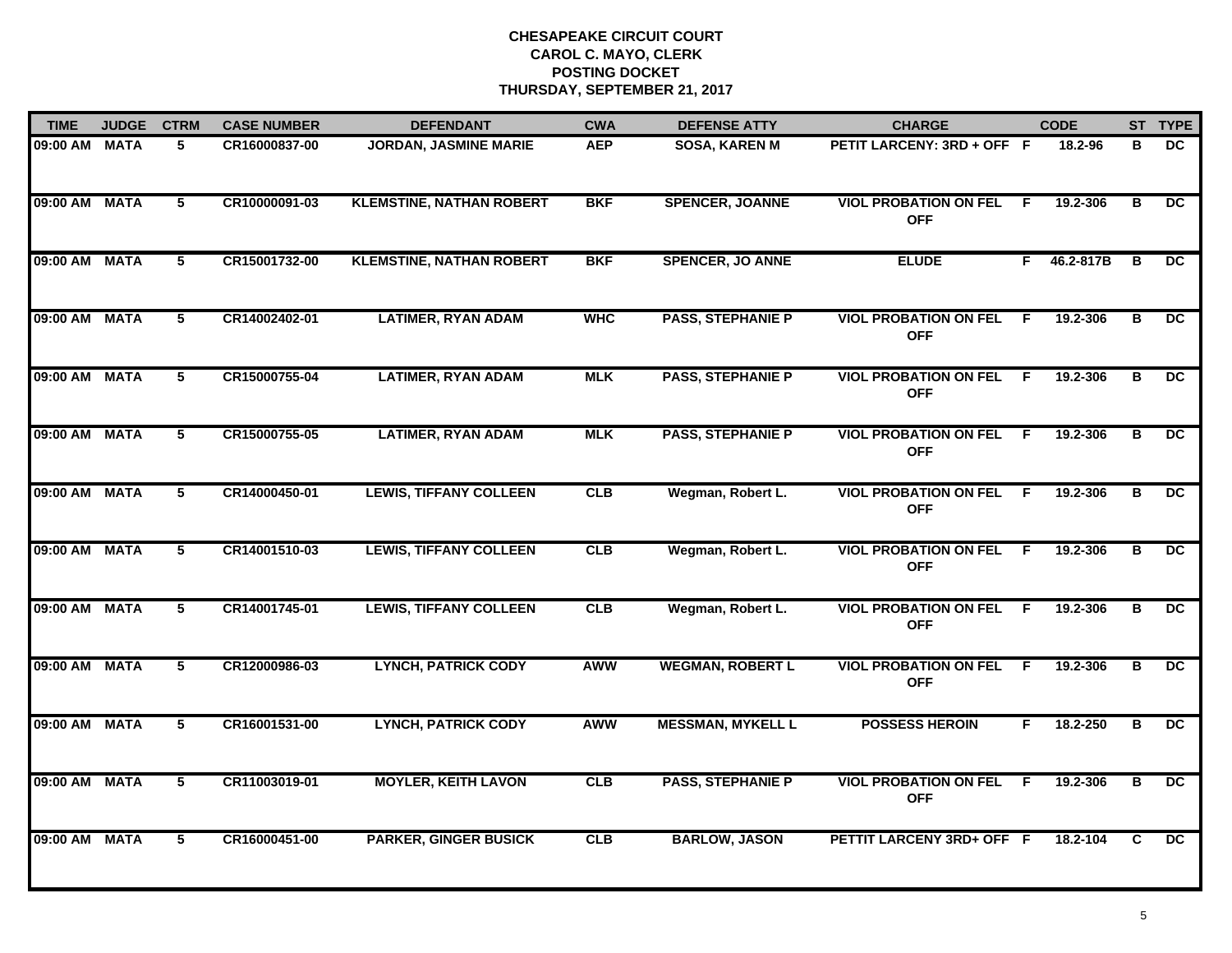# CHESAPEAKE CIRCUIT COURT
## CAROL C. MAYO, CLERK
## POSTING DOCKET
## THURSDAY, SEPTEMBER 21, 2017

| TIME | JUDGE | CTRM | CASE NUMBER | DEFENDANT | CWA | DEFENSE ATTY | CHARGE | | CODE | ST | TYPE |
|---|---|---|---|---|---|---|---|---|---|---|---|
| 09:00 AM | MATA | 5 | CR16000837-00 | JORDAN, JASMINE MARIE | AEP | SOSA, KAREN M | PETIT LARCENY: 3RD + OFF | F | 18.2-96 | B | DC |
| 09:00 AM | MATA | 5 | CR10000091-03 | KLEMSTINE, NATHAN ROBERT | BKF | SPENCER, JOANNE | VIOL PROBATION ON FEL OFF | F | 19.2-306 | B | DC |
| 09:00 AM | MATA | 5 | CR15001732-00 | KLEMSTINE, NATHAN ROBERT | BKF | SPENCER, JO ANNE | ELUDE | F | 46.2-817B | B | DC |
| 09:00 AM | MATA | 5 | CR14002402-01 | LATIMER, RYAN ADAM | WHC | PASS, STEPHANIE P | VIOL PROBATION ON FEL OFF | F | 19.2-306 | B | DC |
| 09:00 AM | MATA | 5 | CR15000755-04 | LATIMER, RYAN ADAM | MLK | PASS, STEPHANIE P | VIOL PROBATION ON FEL OFF | F | 19.2-306 | B | DC |
| 09:00 AM | MATA | 5 | CR15000755-05 | LATIMER, RYAN ADAM | MLK | PASS, STEPHANIE P | VIOL PROBATION ON FEL OFF | F | 19.2-306 | B | DC |
| 09:00 AM | MATA | 5 | CR14000450-01 | LEWIS, TIFFANY COLLEEN | CLB | Wegman, Robert L. | VIOL PROBATION ON FEL OFF | F | 19.2-306 | B | DC |
| 09:00 AM | MATA | 5 | CR14001510-03 | LEWIS, TIFFANY COLLEEN | CLB | Wegman, Robert L. | VIOL PROBATION ON FEL OFF | F | 19.2-306 | B | DC |
| 09:00 AM | MATA | 5 | CR14001745-01 | LEWIS, TIFFANY COLLEEN | CLB | Wegman, Robert L. | VIOL PROBATION ON FEL OFF | F | 19.2-306 | B | DC |
| 09:00 AM | MATA | 5 | CR12000986-03 | LYNCH, PATRICK CODY | AWW | WEGMAN, ROBERT L | VIOL PROBATION ON FEL OFF | F | 19.2-306 | B | DC |
| 09:00 AM | MATA | 5 | CR16001531-00 | LYNCH, PATRICK CODY | AWW | MESSMAN, MYKELL L | POSSESS HEROIN | F | 18.2-250 | B | DC |
| 09:00 AM | MATA | 5 | CR11003019-01 | MOYLER, KEITH LAVON | CLB | PASS, STEPHANIE P | VIOL PROBATION ON FEL OFF | F | 19.2-306 | B | DC |
| 09:00 AM | MATA | 5 | CR16000451-00 | PARKER, GINGER BUSICK | CLB | BARLOW, JASON | PETTIT LARCENY 3RD+ OFF | F | 18.2-104 | C | DC |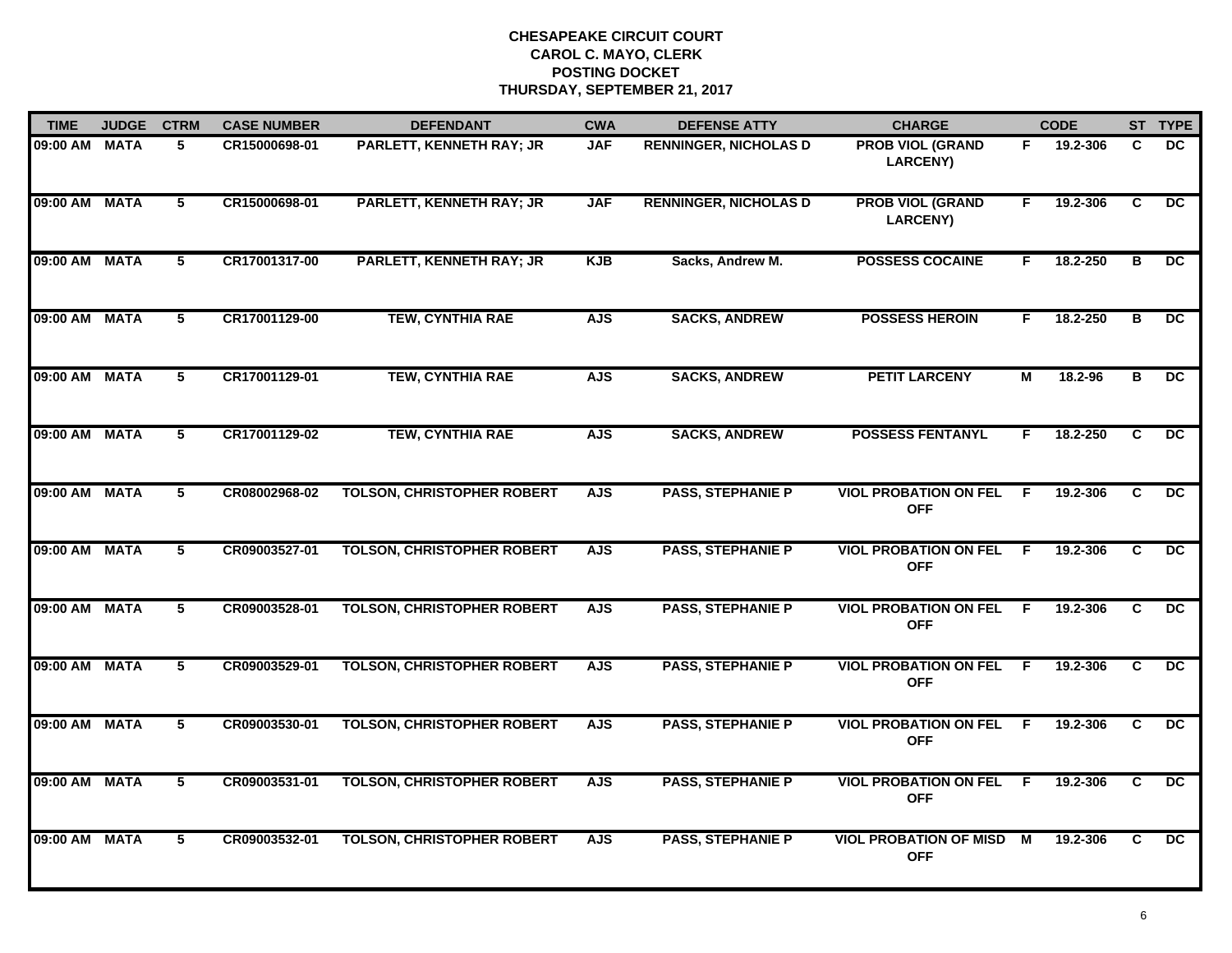**CHESAPEAKE CIRCUIT COURT**
**CAROL C. MAYO, CLERK**
**POSTING DOCKET**
**THURSDAY, SEPTEMBER 21, 2017**

| TIME | JUDGE | CTRM | CASE NUMBER | DEFENDANT | CWA | DEFENSE ATTY | CHARGE | | CODE | ST | TYPE |
|---|---|---|---|---|---|---|---|---|---|---|---|
| 09:00 AM | MATA | 5 | CR15000698-01 | PARLETT, KENNETH RAY; JR | JAF | RENNINGER, NICHOLAS D | PROB VIOL (GRAND LARCENY) | F | 19.2-306 | C | DC |
| 09:00 AM | MATA | 5 | CR15000698-01 | PARLETT, KENNETH RAY; JR | JAF | RENNINGER, NICHOLAS D | PROB VIOL (GRAND LARCENY) | F | 19.2-306 | C | DC |
| 09:00 AM | MATA | 5 | CR17001317-00 | PARLETT, KENNETH RAY; JR | KJB | Sacks, Andrew M. | POSSESS COCAINE | F | 18.2-250 | B | DC |
| 09:00 AM | MATA | 5 | CR17001129-00 | TEW, CYNTHIA RAE | AJS | SACKS, ANDREW | POSSESS HEROIN | F | 18.2-250 | B | DC |
| 09:00 AM | MATA | 5 | CR17001129-01 | TEW, CYNTHIA RAE | AJS | SACKS, ANDREW | PETIT LARCENY | M | 18.2-96 | B | DC |
| 09:00 AM | MATA | 5 | CR17001129-02 | TEW, CYNTHIA RAE | AJS | SACKS, ANDREW | POSSESS FENTANYL | F | 18.2-250 | C | DC |
| 09:00 AM | MATA | 5 | CR08002968-02 | TOLSON, CHRISTOPHER ROBERT | AJS | PASS, STEPHANIE P | VIOL PROBATION ON FEL OFF | F | 19.2-306 | C | DC |
| 09:00 AM | MATA | 5 | CR09003527-01 | TOLSON, CHRISTOPHER ROBERT | AJS | PASS, STEPHANIE P | VIOL PROBATION ON FEL OFF | F | 19.2-306 | C | DC |
| 09:00 AM | MATA | 5 | CR09003528-01 | TOLSON, CHRISTOPHER ROBERT | AJS | PASS, STEPHANIE P | VIOL PROBATION ON FEL OFF | F | 19.2-306 | C | DC |
| 09:00 AM | MATA | 5 | CR09003529-01 | TOLSON, CHRISTOPHER ROBERT | AJS | PASS, STEPHANIE P | VIOL PROBATION ON FEL OFF | F | 19.2-306 | C | DC |
| 09:00 AM | MATA | 5 | CR09003530-01 | TOLSON, CHRISTOPHER ROBERT | AJS | PASS, STEPHANIE P | VIOL PROBATION ON FEL OFF | F | 19.2-306 | C | DC |
| 09:00 AM | MATA | 5 | CR09003531-01 | TOLSON, CHRISTOPHER ROBERT | AJS | PASS, STEPHANIE P | VIOL PROBATION ON FEL OFF | F | 19.2-306 | C | DC |
| 09:00 AM | MATA | 5 | CR09003532-01 | TOLSON, CHRISTOPHER ROBERT | AJS | PASS, STEPHANIE P | VIOL PROBATION OF MISD OFF | M | 19.2-306 | C | DC |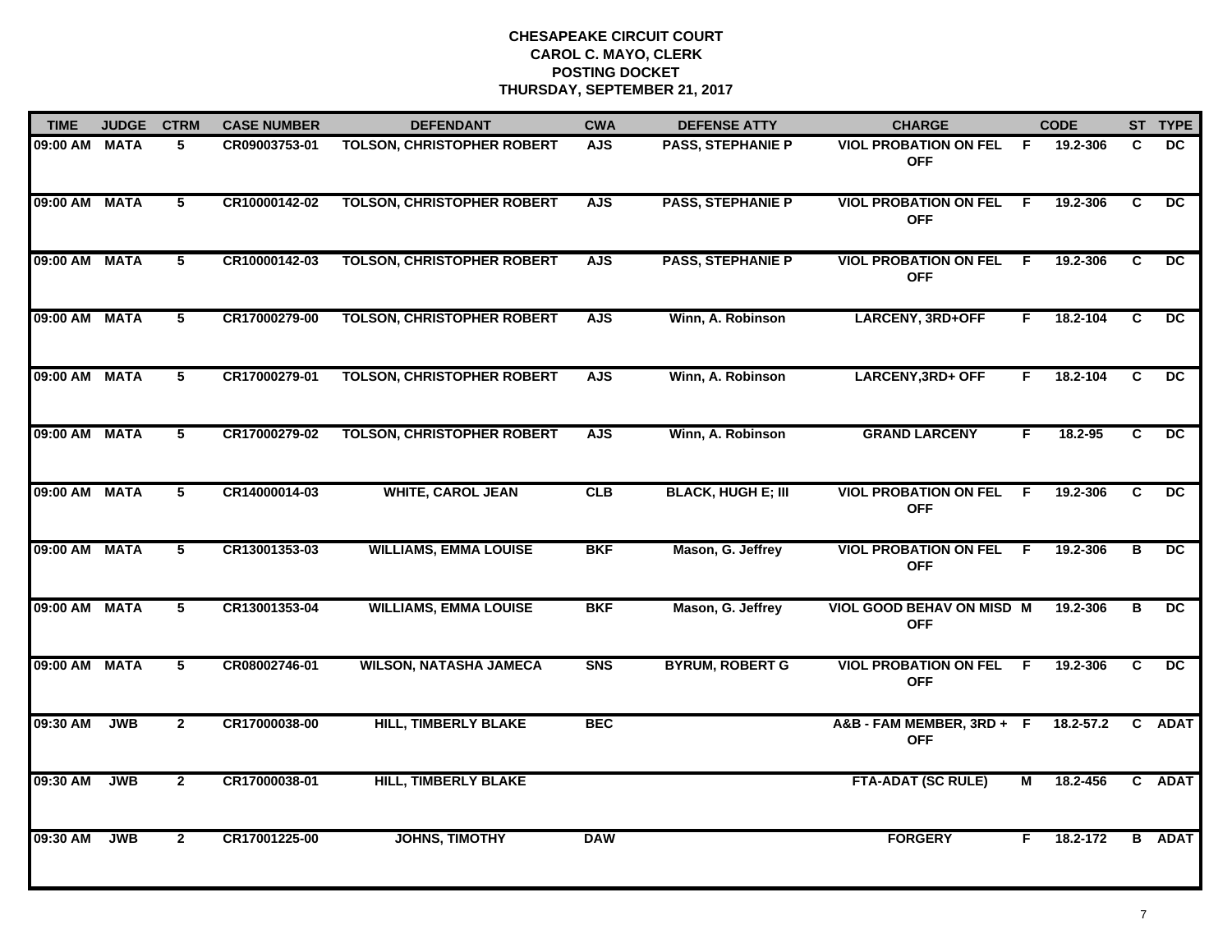# CHESAPEAKE CIRCUIT COURT
## CAROL C. MAYO, CLERK
## POSTING DOCKET
## THURSDAY, SEPTEMBER 21, 2017

| TIME | JUDGE | CTRM | CASE NUMBER | DEFENDANT | CWA | DEFENSE ATTY | CHARGE | | CODE | ST | TYPE |
|---|---|---|---|---|---|---|---|---|---|---|---|
| 09:00 AM | MATA | 5 | CR09003753-01 | TOLSON, CHRISTOPHER ROBERT | AJS | PASS, STEPHANIE P | VIOL PROBATION ON FEL OFF | F | 19.2-306 | C | DC |
| 09:00 AM | MATA | 5 | CR10000142-02 | TOLSON, CHRISTOPHER ROBERT | AJS | PASS, STEPHANIE P | VIOL PROBATION ON FEL OFF | F | 19.2-306 | C | DC |
| 09:00 AM | MATA | 5 | CR10000142-03 | TOLSON, CHRISTOPHER ROBERT | AJS | PASS, STEPHANIE P | VIOL PROBATION ON FEL OFF | F | 19.2-306 | C | DC |
| 09:00 AM | MATA | 5 | CR17000279-00 | TOLSON, CHRISTOPHER ROBERT | AJS | Winn, A. Robinson | LARCENY, 3RD+OFF | F | 18.2-104 | C | DC |
| 09:00 AM | MATA | 5 | CR17000279-01 | TOLSON, CHRISTOPHER ROBERT | AJS | Winn, A. Robinson | LARCENY,3RD+ OFF | F | 18.2-104 | C | DC |
| 09:00 AM | MATA | 5 | CR17000279-02 | TOLSON, CHRISTOPHER ROBERT | AJS | Winn, A. Robinson | GRAND LARCENY | F | 18.2-95 | C | DC |
| 09:00 AM | MATA | 5 | CR14000014-03 | WHITE, CAROL JEAN | CLB | BLACK, HUGH E; III | VIOL PROBATION ON FEL OFF | F | 19.2-306 | C | DC |
| 09:00 AM | MATA | 5 | CR13001353-03 | WILLIAMS, EMMA LOUISE | BKF | Mason, G. Jeffrey | VIOL PROBATION ON FEL OFF | F | 19.2-306 | B | DC |
| 09:00 AM | MATA | 5 | CR13001353-04 | WILLIAMS, EMMA LOUISE | BKF | Mason, G. Jeffrey | VIOL GOOD BEHAV ON MISD OFF | M | 19.2-306 | B | DC |
| 09:00 AM | MATA | 5 | CR08002746-01 | WILSON, NATASHA JAMECA | SNS | BYRUM, ROBERT G | VIOL PROBATION ON FEL OFF | F | 19.2-306 | C | DC |
| 09:30 AM | JWB | 2 | CR17000038-00 | HILL, TIMBERLY BLAKE | BEC | | A&B - FAM MEMBER, 3RD + OFF | F | 18.2-57.2 | C | ADAT |
| 09:30 AM | JWB | 2 | CR17000038-01 | HILL, TIMBERLY BLAKE | | | FTA-ADAT (SC RULE) | M | 18.2-456 | C | ADAT |
| 09:30 AM | JWB | 2 | CR17001225-00 | JOHNS, TIMOTHY | DAW | | FORGERY | F | 18.2-172 | B | ADAT |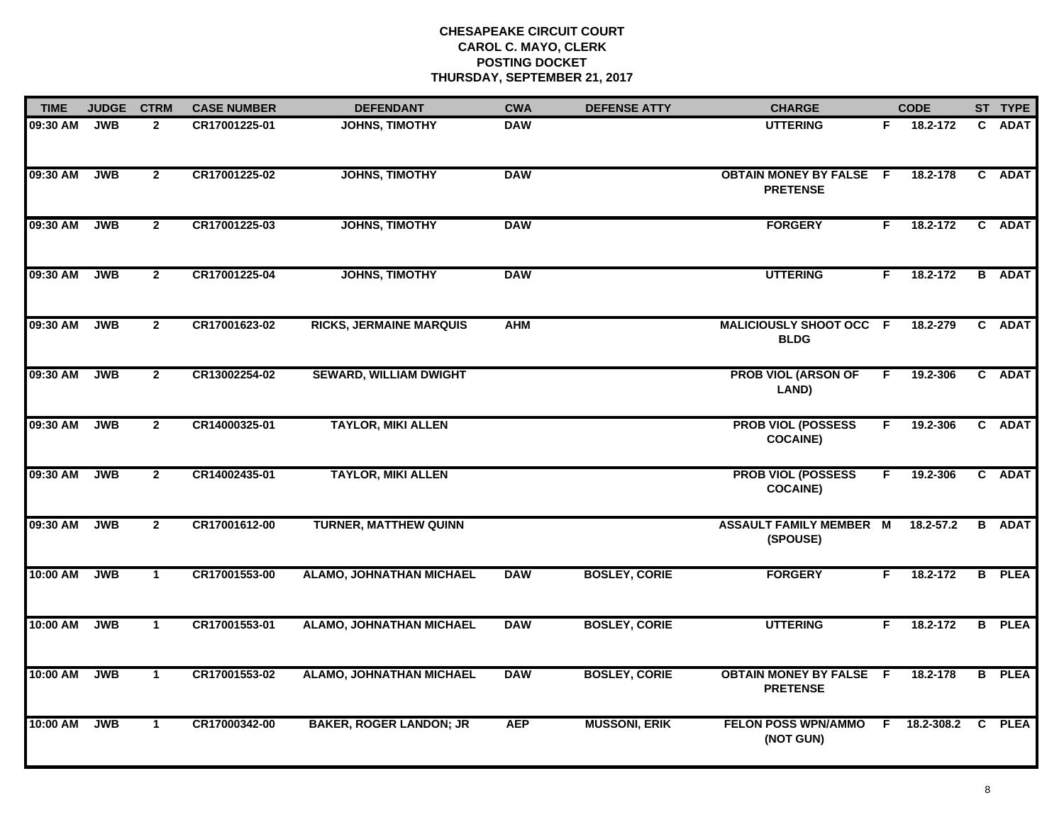# CHESAPEAKE CIRCUIT COURT
## CAROL C. MAYO, CLERK
## POSTING DOCKET
## THURSDAY, SEPTEMBER 21, 2017

| TIME | JUDGE | CTRM | CASE NUMBER | DEFENDANT | CWA | DEFENSE ATTY | CHARGE | | CODE | ST | TYPE |
|---|---|---|---|---|---|---|---|---|---|---|---|
| 09:30 AM | JWB | 2 | CR17001225-01 | JOHNS, TIMOTHY | DAW | | UTTERING | F | 18.2-172 | C | ADAT |
| 09:30 AM | JWB | 2 | CR17001225-02 | JOHNS, TIMOTHY | DAW | | OBTAIN MONEY BY FALSE PRETENSE | F | 18.2-178 | C | ADAT |
| 09:30 AM | JWB | 2 | CR17001225-03 | JOHNS, TIMOTHY | DAW | | FORGERY | F | 18.2-172 | C | ADAT |
| 09:30 AM | JWB | 2 | CR17001225-04 | JOHNS, TIMOTHY | DAW | | UTTERING | F | 18.2-172 | B | ADAT |
| 09:30 AM | JWB | 2 | CR17001623-02 | RICKS, JERMAINE MARQUIS | AHM | | MALICIOUSLY SHOOT OCC BLDG | F | 18.2-279 | C | ADAT |
| 09:30 AM | JWB | 2 | CR13002254-02 | SEWARD, WILLIAM DWIGHT | | | PROB VIOL (ARSON OF LAND) | F | 19.2-306 | C | ADAT |
| 09:30 AM | JWB | 2 | CR14000325-01 | TAYLOR, MIKI ALLEN | | | PROB VIOL (POSSESS COCAINE) | F | 19.2-306 | C | ADAT |
| 09:30 AM | JWB | 2 | CR14002435-01 | TAYLOR, MIKI ALLEN | | | PROB VIOL (POSSESS COCAINE) | F | 19.2-306 | C | ADAT |
| 09:30 AM | JWB | 2 | CR17001612-00 | TURNER, MATTHEW QUINN | | | ASSAULT FAMILY MEMBER (SPOUSE) | M | 18.2-57.2 | B | ADAT |
| 10:00 AM | JWB | 1 | CR17001553-00 | ALAMO, JOHNATHAN MICHAEL | DAW | BOSLEY, CORIE | FORGERY | F | 18.2-172 | B | PLEA |
| 10:00 AM | JWB | 1 | CR17001553-01 | ALAMO, JOHNATHAN MICHAEL | DAW | BOSLEY, CORIE | UTTERING | F | 18.2-172 | B | PLEA |
| 10:00 AM | JWB | 1 | CR17001553-02 | ALAMO, JOHNATHAN MICHAEL | DAW | BOSLEY, CORIE | OBTAIN MONEY BY FALSE PRETENSE | F | 18.2-178 | B | PLEA |
| 10:00 AM | JWB | 1 | CR17000342-00 | BAKER, ROGER LANDON; JR | AEP | MUSSONI, ERIK | FELON POSS WPN/AMMO (NOT GUN) | F | 18.2-308.2 | C | PLEA |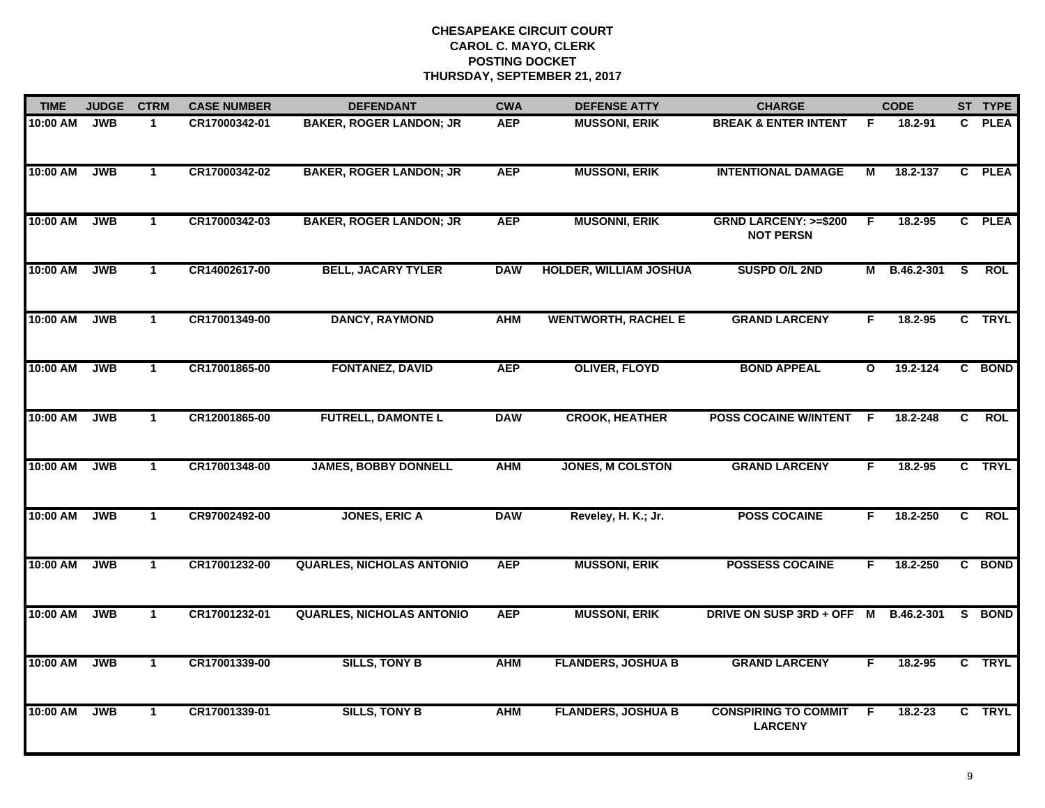# CHESAPEAKE CIRCUIT COURT
## CAROL C. MAYO, CLERK
## POSTING DOCKET
## THURSDAY, SEPTEMBER 21, 2017

| TIME | JUDGE | CTRM | CASE NUMBER | DEFENDANT | CWA | DEFENSE ATTY | CHARGE | | CODE | ST | TYPE |
|---|---|---|---|---|---|---|---|---|---|---|---|
| 10:00 AM | JWB | 1 | CR17000342-01 | BAKER, ROGER LANDON; JR | AEP | MUSSONI, ERIK | BREAK & ENTER INTENT | F | 18.2-91 | C | PLEA |
| 10:00 AM | JWB | 1 | CR17000342-02 | BAKER, ROGER LANDON; JR | AEP | MUSSONI, ERIK | INTENTIONAL DAMAGE | M | 18.2-137 | C | PLEA |
| 10:00 AM | JWB | 1 | CR17000342-03 | BAKER, ROGER LANDON; JR | AEP | MUSONNI, ERIK | GRND LARCENY: >=$200 NOT PERSN | F | 18.2-95 | C | PLEA |
| 10:00 AM | JWB | 1 | CR14002617-00 | BELL, JACARY TYLER | DAW | HOLDER, WILLIAM JOSHUA | SUSPD O/L 2ND | M | B.46.2-301 | S | ROL |
| 10:00 AM | JWB | 1 | CR17001349-00 | DANCY, RAYMOND | AHM | WENTWORTH, RACHEL E | GRAND LARCENY | F | 18.2-95 | C | TRYL |
| 10:00 AM | JWB | 1 | CR17001865-00 | FONTANEZ, DAVID | AEP | OLIVER, FLOYD | BOND APPEAL | O | 19.2-124 | C | BOND |
| 10:00 AM | JWB | 1 | CR12001865-00 | FUTRELL, DAMONTE L | DAW | CROOK, HEATHER | POSS COCAINE W/INTENT | F | 18.2-248 | C | ROL |
| 10:00 AM | JWB | 1 | CR17001348-00 | JAMES, BOBBY DONNELL | AHM | JONES, M COLSTON | GRAND LARCENY | F | 18.2-95 | C | TRYL |
| 10:00 AM | JWB | 1 | CR97002492-00 | JONES, ERIC A | DAW | Reveley, H. K.; Jr. | POSS COCAINE | F | 18.2-250 | C | ROL |
| 10:00 AM | JWB | 1 | CR17001232-00 | QUARLES, NICHOLAS ANTONIO | AEP | MUSSONI, ERIK | POSSESS COCAINE | F | 18.2-250 | C | BOND |
| 10:00 AM | JWB | 1 | CR17001232-01 | QUARLES, NICHOLAS ANTONIO | AEP | MUSSONI, ERIK | DRIVE ON SUSP 3RD + OFF | M | B.46.2-301 | S | BOND |
| 10:00 AM | JWB | 1 | CR17001339-00 | SILLS, TONY B | AHM | FLANDERS, JOSHUA B | GRAND LARCENY | F | 18.2-95 | C | TRYL |
| 10:00 AM | JWB | 1 | CR17001339-01 | SILLS, TONY B | AHM | FLANDERS, JOSHUA B | CONSPIRING TO COMMIT LARCENY | F | 18.2-23 | C | TRYL |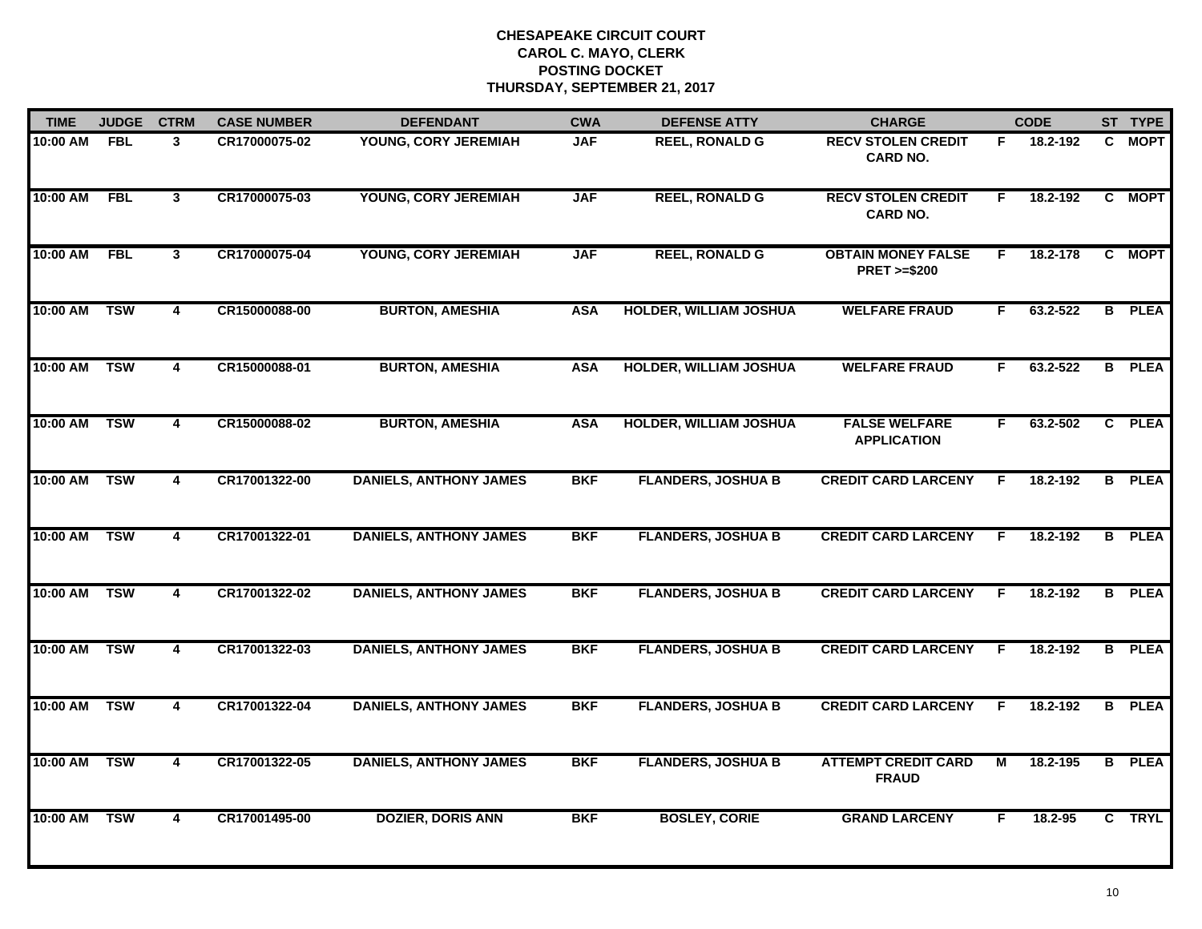**CHESAPEAKE CIRCUIT COURT**
**CAROL C. MAYO, CLERK**
**POSTING DOCKET**
**THURSDAY, SEPTEMBER 21, 2017**

| TIME | JUDGE | CTRM | CASE NUMBER | DEFENDANT | CWA | DEFENSE ATTY | CHARGE | | CODE | ST | TYPE |
|---|---|---|---|---|---|---|---|---|---|---|---|
| 10:00 AM | FBL | 3 | CR17000075-02 | YOUNG, CORY JEREMIAH | JAF | REEL, RONALD G | RECV STOLEN CREDIT CARD NO. | F | 18.2-192 | C | MOPT |
| 10:00 AM | FBL | 3 | CR17000075-03 | YOUNG, CORY JEREMIAH | JAF | REEL, RONALD G | RECV STOLEN CREDIT CARD NO. | F | 18.2-192 | C | MOPT |
| 10:00 AM | FBL | 3 | CR17000075-04 | YOUNG, CORY JEREMIAH | JAF | REEL, RONALD G | OBTAIN MONEY FALSE PRET >=$200 | F | 18.2-178 | C | MOPT |
| 10:00 AM | TSW | 4 | CR15000088-00 | BURTON, AMESHIA | ASA | HOLDER, WILLIAM JOSHUA | WELFARE FRAUD | F | 63.2-522 | B | PLEA |
| 10:00 AM | TSW | 4 | CR15000088-01 | BURTON, AMESHIA | ASA | HOLDER, WILLIAM JOSHUA | WELFARE FRAUD | F | 63.2-522 | B | PLEA |
| 10:00 AM | TSW | 4 | CR15000088-02 | BURTON, AMESHIA | ASA | HOLDER, WILLIAM JOSHUA | FALSE WELFARE APPLICATION | F | 63.2-502 | C | PLEA |
| 10:00 AM | TSW | 4 | CR17001322-00 | DANIELS, ANTHONY JAMES | BKF | FLANDERS, JOSHUA B | CREDIT CARD LARCENY | F | 18.2-192 | B | PLEA |
| 10:00 AM | TSW | 4 | CR17001322-01 | DANIELS, ANTHONY JAMES | BKF | FLANDERS, JOSHUA B | CREDIT CARD LARCENY | F | 18.2-192 | B | PLEA |
| 10:00 AM | TSW | 4 | CR17001322-02 | DANIELS, ANTHONY JAMES | BKF | FLANDERS, JOSHUA B | CREDIT CARD LARCENY | F | 18.2-192 | B | PLEA |
| 10:00 AM | TSW | 4 | CR17001322-03 | DANIELS, ANTHONY JAMES | BKF | FLANDERS, JOSHUA B | CREDIT CARD LARCENY | F | 18.2-192 | B | PLEA |
| 10:00 AM | TSW | 4 | CR17001322-04 | DANIELS, ANTHONY JAMES | BKF | FLANDERS, JOSHUA B | CREDIT CARD LARCENY | F | 18.2-192 | B | PLEA |
| 10:00 AM | TSW | 4 | CR17001322-05 | DANIELS, ANTHONY JAMES | BKF | FLANDERS, JOSHUA B | ATTEMPT CREDIT CARD FRAUD | M | 18.2-195 | B | PLEA |
| 10:00 AM | TSW | 4 | CR17001495-00 | DOZIER, DORIS ANN | BKF | BOSLEY, CORIE | GRAND LARCENY | F | 18.2-95 | C | TRYL |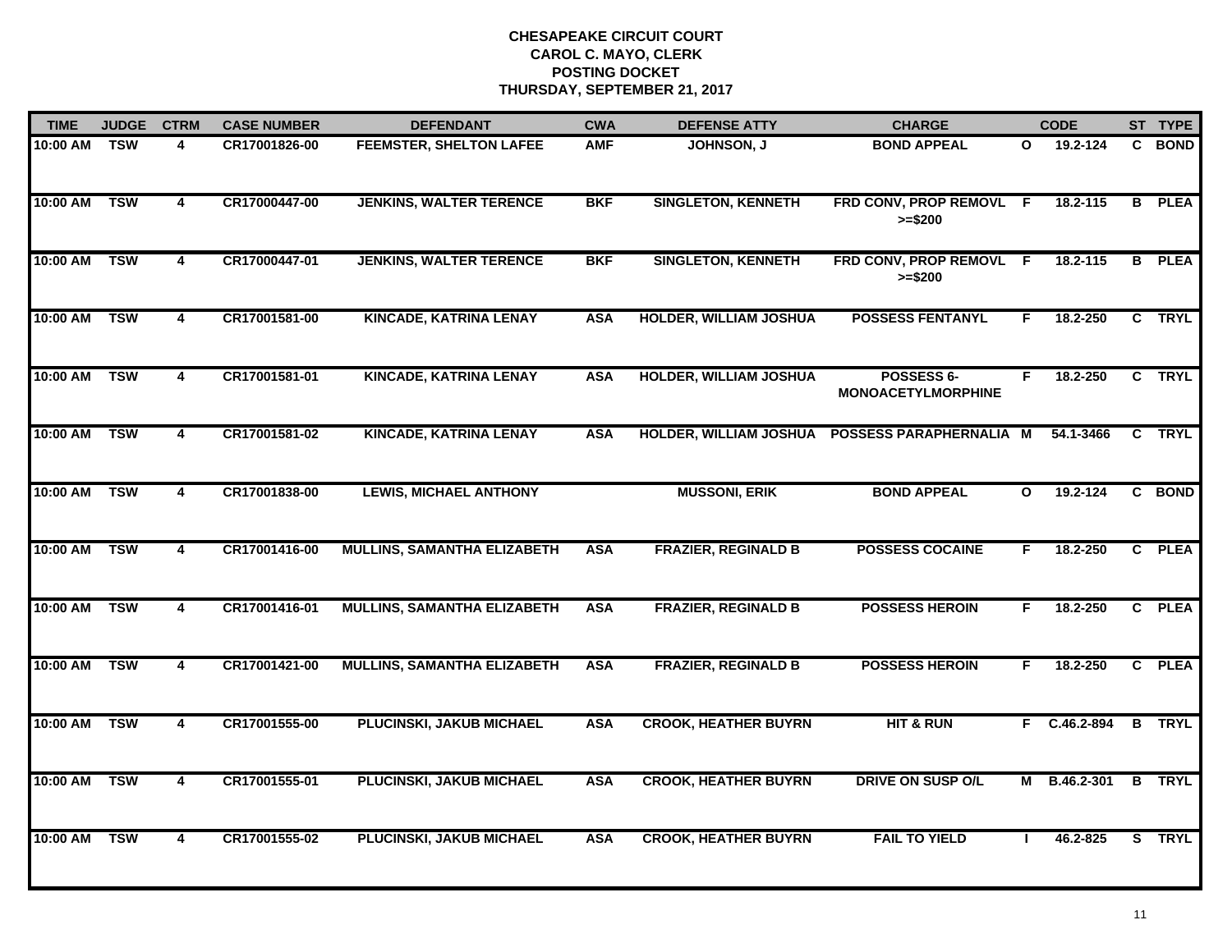# CHESAPEAKE CIRCUIT COURT
## CAROL C. MAYO, CLERK
## POSTING DOCKET
## THURSDAY, SEPTEMBER 21, 2017

| TIME | JUDGE | CTRM | CASE NUMBER | DEFENDANT | CWA | DEFENSE ATTY | CHARGE | | CODE | ST | TYPE |
|---|---|---|---|---|---|---|---|---|---|---|---|
| 10:00 AM | TSW | 4 | CR17001826-00 | FEEMSTER, SHELTON LAFEE | AMF | JOHNSON, J | BOND APPEAL | O | 19.2-124 | C | BOND |
| 10:00 AM | TSW | 4 | CR17000447-00 | JENKINS, WALTER TERENCE | BKF | SINGLETON, KENNETH | FRD CONV, PROP REMOVL >=$200 | F | 18.2-115 | B | PLEA |
| 10:00 AM | TSW | 4 | CR17000447-01 | JENKINS, WALTER TERENCE | BKF | SINGLETON, KENNETH | FRD CONV, PROP REMOVL >=$200 | F | 18.2-115 | B | PLEA |
| 10:00 AM | TSW | 4 | CR17001581-00 | KINCADE, KATRINA LENAY | ASA | HOLDER, WILLIAM JOSHUA | POSSESS FENTANYL | F | 18.2-250 | C | TRYL |
| 10:00 AM | TSW | 4 | CR17001581-01 | KINCADE, KATRINA LENAY | ASA | HOLDER, WILLIAM JOSHUA | POSSESS 6-MONOACETYLMORPHINE | F | 18.2-250 | C | TRYL |
| 10:00 AM | TSW | 4 | CR17001581-02 | KINCADE, KATRINA LENAY | ASA | HOLDER, WILLIAM JOSHUA | POSSESS PARAPHERNALIA | M | 54.1-3466 | C | TRYL |
| 10:00 AM | TSW | 4 | CR17001838-00 | LEWIS, MICHAEL ANTHONY | | MUSSONI, ERIK | BOND APPEAL | O | 19.2-124 | C | BOND |
| 10:00 AM | TSW | 4 | CR17001416-00 | MULLINS, SAMANTHA ELIZABETH | ASA | FRAZIER, REGINALD B | POSSESS COCAINE | F | 18.2-250 | C | PLEA |
| 10:00 AM | TSW | 4 | CR17001416-01 | MULLINS, SAMANTHA ELIZABETH | ASA | FRAZIER, REGINALD B | POSSESS HEROIN | F | 18.2-250 | C | PLEA |
| 10:00 AM | TSW | 4 | CR17001421-00 | MULLINS, SAMANTHA ELIZABETH | ASA | FRAZIER, REGINALD B | POSSESS HEROIN | F | 18.2-250 | C | PLEA |
| 10:00 AM | TSW | 4 | CR17001555-00 | PLUCINSKI, JAKUB MICHAEL | ASA | CROOK, HEATHER BUYRN | HIT & RUN | F | C.46.2-894 | B | TRYL |
| 10:00 AM | TSW | 4 | CR17001555-01 | PLUCINSKI, JAKUB MICHAEL | ASA | CROOK, HEATHER BUYRN | DRIVE ON SUSP O/L | M | B.46.2-301 | B | TRYL |
| 10:00 AM | TSW | 4 | CR17001555-02 | PLUCINSKI, JAKUB MICHAEL | ASA | CROOK, HEATHER BUYRN | FAIL TO YIELD | I | 46.2-825 | S | TRYL |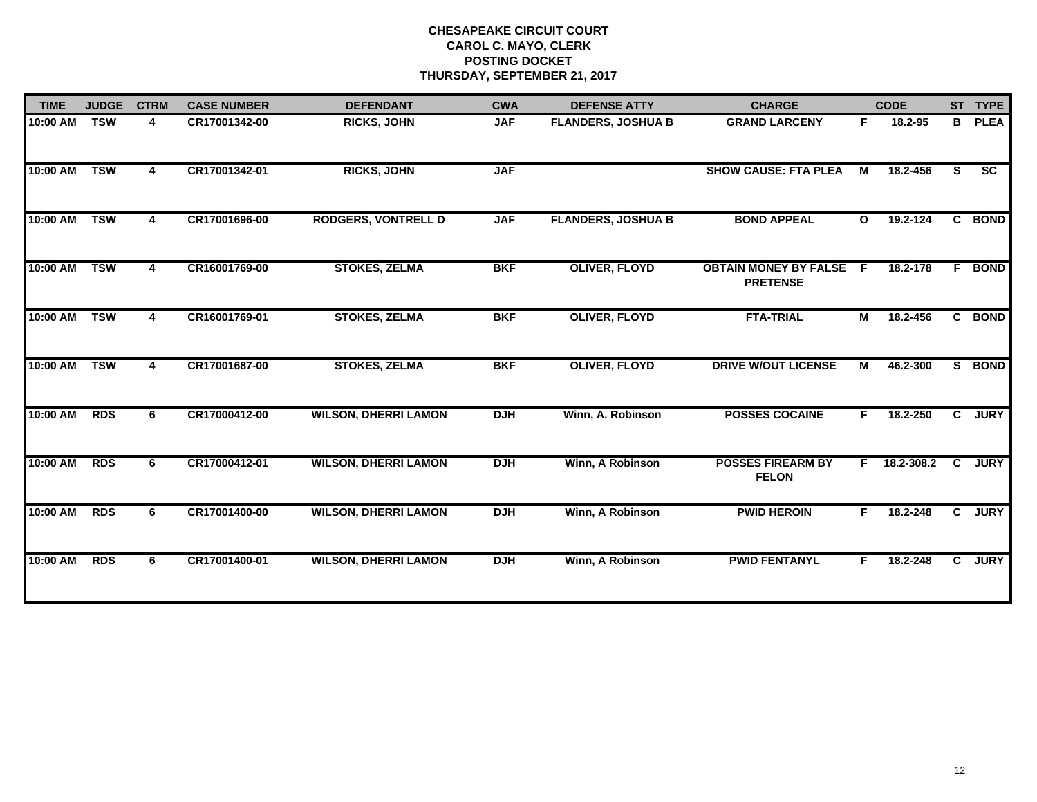**CHESAPEAKE CIRCUIT COURT**
**CAROL C. MAYO, CLERK**
**POSTING DOCKET**
**THURSDAY, SEPTEMBER 21, 2017**

| TIME | JUDGE | CTRM | CASE NUMBER | DEFENDANT | CWA | DEFENSE ATTY | CHARGE | | CODE | ST | TYPE |
|---|---|---|---|---|---|---|---|---|---|---|---|
| 10:00 AM | TSW | 4 | CR17001342-00 | RICKS, JOHN | JAF | FLANDERS, JOSHUA B | GRAND LARCENY | F | 18.2-95 | B | PLEA |
| 10:00 AM | TSW | 4 | CR17001342-01 | RICKS, JOHN | JAF | | SHOW CAUSE: FTA PLEA | M | 18.2-456 | S | SC |
| 10:00 AM | TSW | 4 | CR17001696-00 | RODGERS, VONTRELL D | JAF | FLANDERS, JOSHUA B | BOND APPEAL | O | 19.2-124 | C | BOND |
| 10:00 AM | TSW | 4 | CR16001769-00 | STOKES, ZELMA | BKF | OLIVER, FLOYD | OBTAIN MONEY BY FALSE PRETENSE | F | 18.2-178 | F | BOND |
| 10:00 AM | TSW | 4 | CR16001769-01 | STOKES, ZELMA | BKF | OLIVER, FLOYD | FTA-TRIAL | M | 18.2-456 | C | BOND |
| 10:00 AM | TSW | 4 | CR17001687-00 | STOKES, ZELMA | BKF | OLIVER, FLOYD | DRIVE W/OUT LICENSE | M | 46.2-300 | S | BOND |
| 10:00 AM | RDS | 6 | CR17000412-00 | WILSON, DHERRI LAMON | DJH | Winn, A. Robinson | POSSES COCAINE | F | 18.2-250 | C | JURY |
| 10:00 AM | RDS | 6 | CR17000412-01 | WILSON, DHERRI LAMON | DJH | Winn, A Robinson | POSSES FIREARM BY FELON | F | 18.2-308.2 | C | JURY |
| 10:00 AM | RDS | 6 | CR17001400-00 | WILSON, DHERRI LAMON | DJH | Winn, A Robinson | PWID HEROIN | F | 18.2-248 | C | JURY |
| 10:00 AM | RDS | 6 | CR17001400-01 | WILSON, DHERRI LAMON | DJH | Winn, A Robinson | PWID FENTANYL | F | 18.2-248 | C | JURY |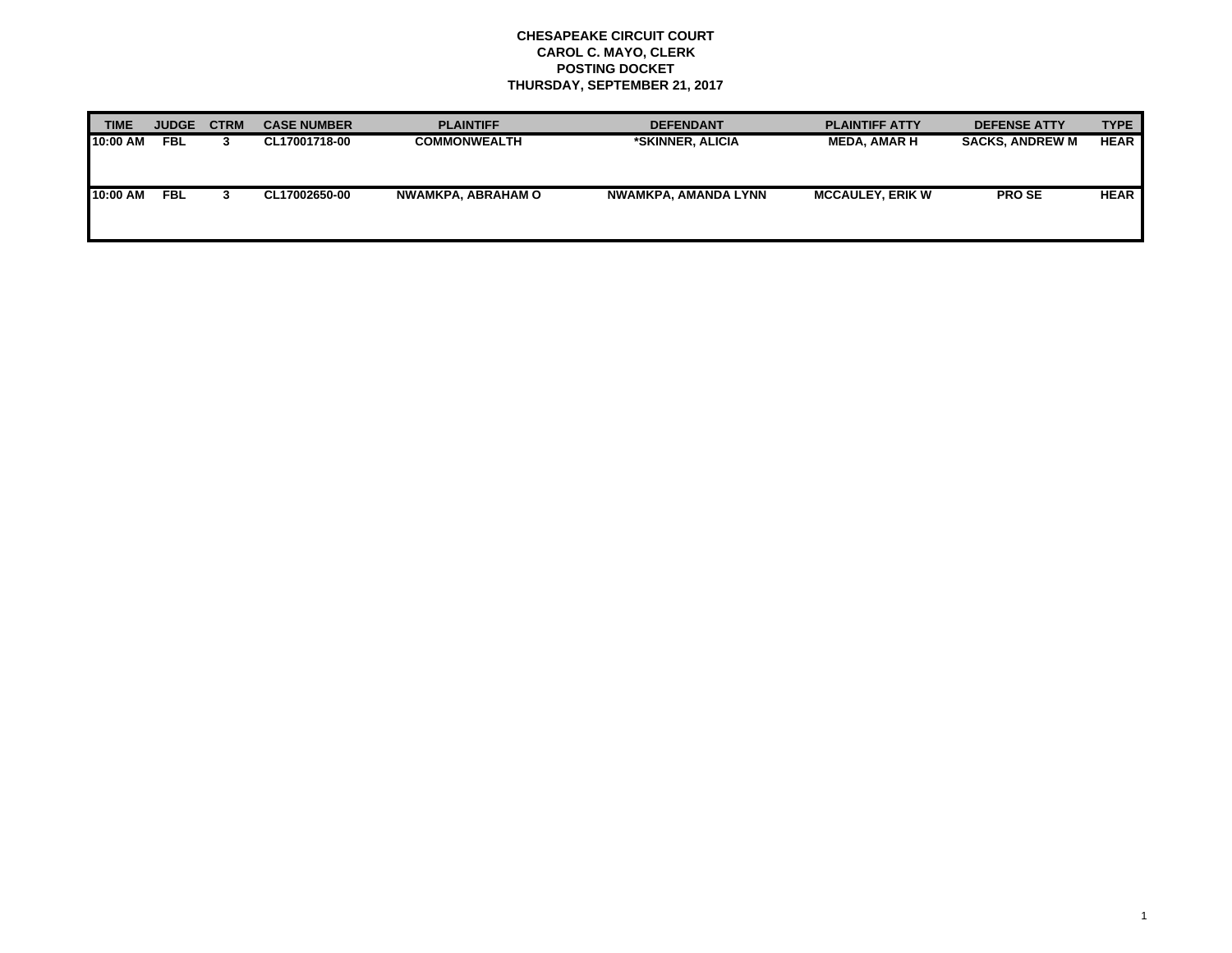**CHESAPEAKE CIRCUIT COURT**
**CAROL C. MAYO, CLERK**
**POSTING DOCKET**
**THURSDAY, SEPTEMBER 21, 2017**

| TIME | JUDGE | CTRM | CASE NUMBER | PLAINTIFF | DEFENDANT | PLAINTIFF ATTY | DEFENSE ATTY | TYPE |
|---|---|---|---|---|---|---|---|---|
| 10:00 AM | FBL | 3 | CL17001718-00 | COMMONWEALTH | *SKINNER, ALICIA | MEDA, AMAR H | SACKS, ANDREW M | HEAR |
| 10:00 AM | FBL | 3 | CL17002650-00 | NWAMKPA, ABRAHAM O | NWAMKPA, AMANDA LYNN | MCCAULEY, ERIK W | PRO SE | HEAR |